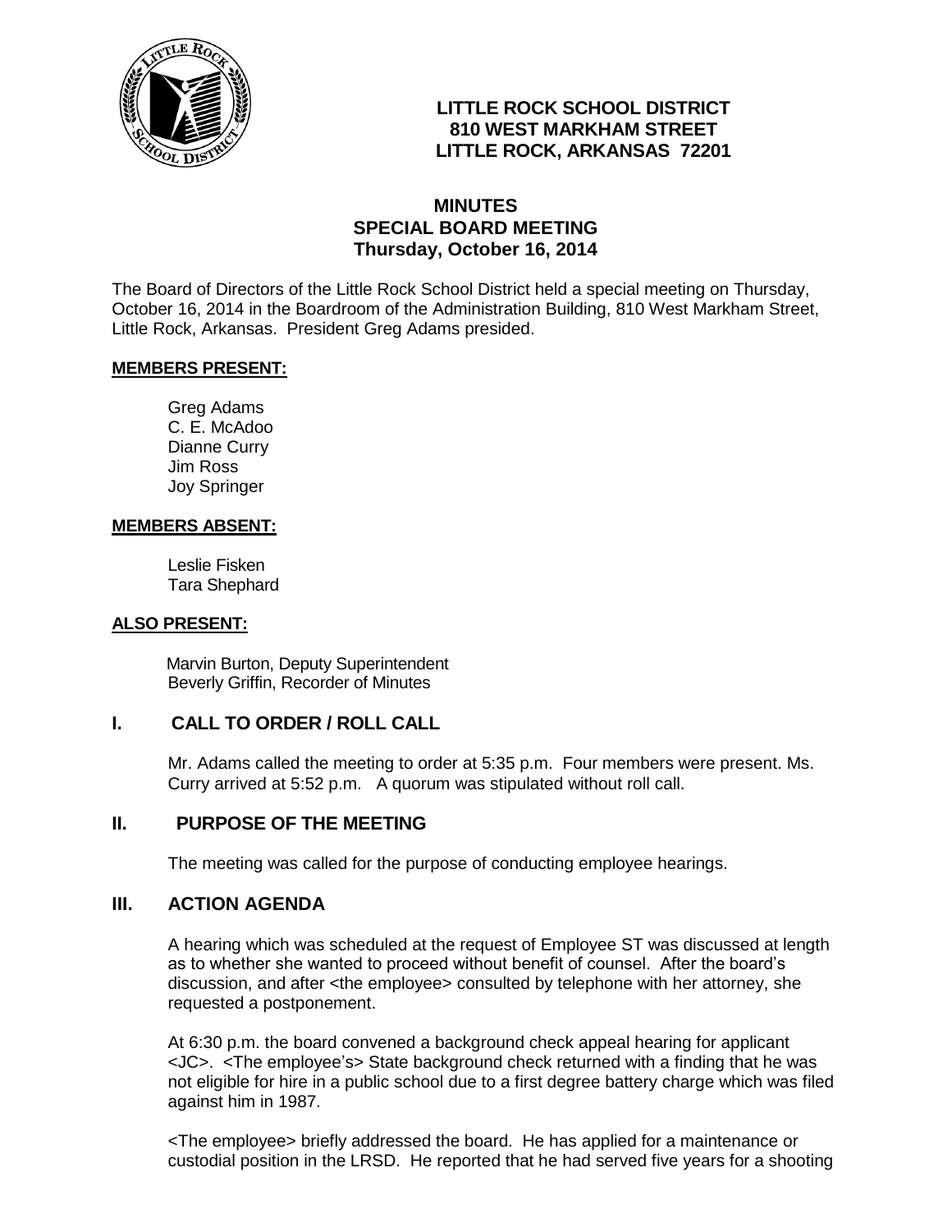**LITTLE ROCK SCHOOL DISTRICT**
**810 WEST MARKHAM STREET**
**LITTLE ROCK, ARKANSAS 72201**

# MINUTES
## SPECIAL BOARD MEETING
### Thursday, October 16, 2014

The Board of Directors of the Little Rock School District held a special meeting on Thursday, October 16, 2014 in the Boardroom of the Administration Building, 810 West Markham Street, Little Rock, Arkansas. President Greg Adams presided.

**MEMBERS PRESENT:**

Greg Adams
C. E. McAdoo
Dianne Curry
Jim Ross
Joy Springer

**MEMBERS ABSENT:**

Leslie Fisken
Tara Shephard

**ALSO PRESENT:**

Marvin Burton, Deputy Superintendent
Beverly Griffin, Recorder of Minutes

## I. CALL TO ORDER / ROLL CALL

Mr. Adams called the meeting to order at 5:35 p.m. Four members were present. Ms. Curry arrived at 5:52 p.m. A quorum was stipulated without roll call.

## II. PURPOSE OF THE MEETING

The meeting was called for the purpose of conducting employee hearings.

## III. ACTION AGENDA

A hearing which was scheduled at the request of Employee ST was discussed at length as to whether she wanted to proceed without benefit of counsel. After the board's discussion, and after <the employee> consulted by telephone with her attorney, she requested a postponement.

At 6:30 p.m. the board convened a background check appeal hearing for applicant <JC>. <The employee's> State background check returned with a finding that he was not eligible for hire in a public school due to a first degree battery charge which was filed against him in 1987.

<The employee> briefly addressed the board. He has applied for a maintenance or custodial position in the LRSD. He reported that he had served five years for a shooting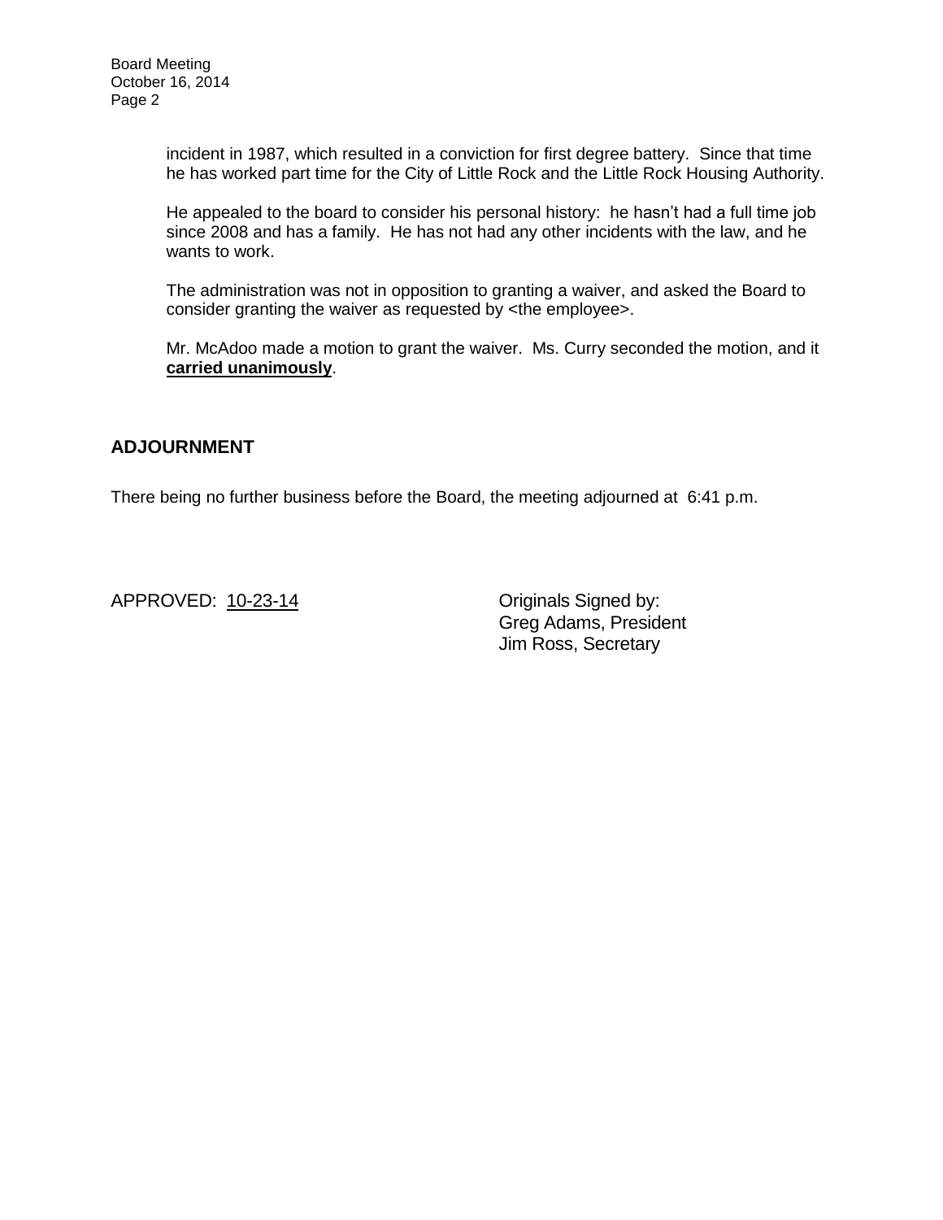incident in 1987, which resulted in a conviction for first degree battery. Since that time he has worked part time for the City of Little Rock and the Little Rock Housing Authority.

He appealed to the board to consider his personal history: he hasn't had a full time job since 2008 and has a family. He has not had any other incidents with the law, and he wants to work.

The administration was not in opposition to granting a waiver, and asked the Board to consider granting the waiver as requested by <the employee>.

Mr. McAdoo made a motion to grant the waiver. Ms. Curry seconded the motion, and it **carried unanimously**.

## ADJOURNMENT

There being no further business before the Board, the meeting adjourned at 6:41 p.m.

APPROVED: 10-23-14

Originals Signed by:
Greg Adams, President
Jim Ross, Secretary